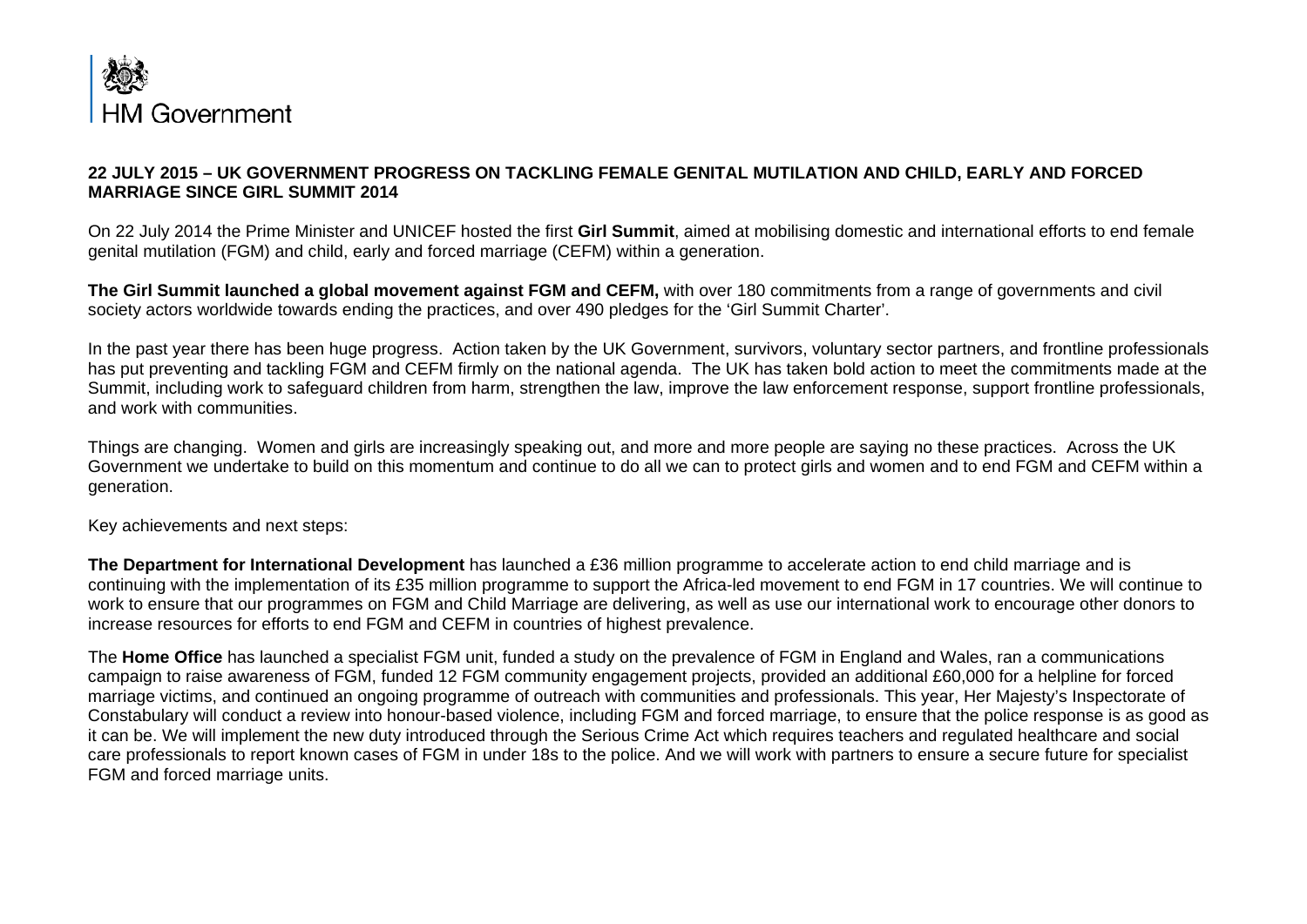HM Government

**22 JULY 2015 – UK GOVERNMENT PROGRESS ON TACKLING FEMALE GENITAL MUTILATION AND CHILD, EARLY AND FORCED MARRIAGE SINCE GIRL SUMMIT 2014**

On 22 July 2014 the Prime Minister and UNICEF hosted the first **Girl Summit**, aimed at mobilising domestic and international efforts to end female genital mutilation (FGM) and child, early and forced marriage (CEFM) within a generation.

**The Girl Summit launched a global movement against FGM and CEFM,** with over 180 commitments from a range of governments and civil society actors worldwide towards ending the practices, and over 490 pledges for the 'Girl Summit Charter'.

In the past year there has been huge progress. Action taken by the UK Government, survivors, voluntary sector partners, and frontline professionals has put preventing and tackling FGM and CEFM firmly on the national agenda. The UK has taken bold action to meet the commitments made at the Summit, including work to safeguard children from harm, strengthen the law, improve the law enforcement response, support frontline professionals, and work with communities.

Things are changing. Women and girls are increasingly speaking out, and more and more people are saying no these practices. Across the UK Government we undertake to build on this momentum and continue to do all we can to protect girls and women and to end FGM and CEFM within a generation.

Key achievements and next steps:

**The Department for International Development** has launched a £36 million programme to accelerate action to end child marriage and is continuing with the implementation of its £35 million programme to support the Africa-led movement to end FGM in 17 countries. We will continue to work to ensure that our programmes on FGM and Child Marriage are delivering, as well as use our international work to encourage other donors to increase resources for efforts to end FGM and CEFM in countries of highest prevalence.

The **Home Office** has launched a specialist FGM unit, funded a study on the prevalence of FGM in England and Wales, ran a communications campaign to raise awareness of FGM, funded 12 FGM community engagement projects, provided an additional £60,000 for a helpline for forced marriage victims, and continued an ongoing programme of outreach with communities and professionals. This year, Her Majesty's Inspectorate of Constabulary will conduct a review into honour-based violence, including FGM and forced marriage, to ensure that the police response is as good as it can be. We will implement the new duty introduced through the Serious Crime Act which requires teachers and regulated healthcare and social care professionals to report known cases of FGM in under 18s to the police. And we will work with partners to ensure a secure future for specialist FGM and forced marriage units.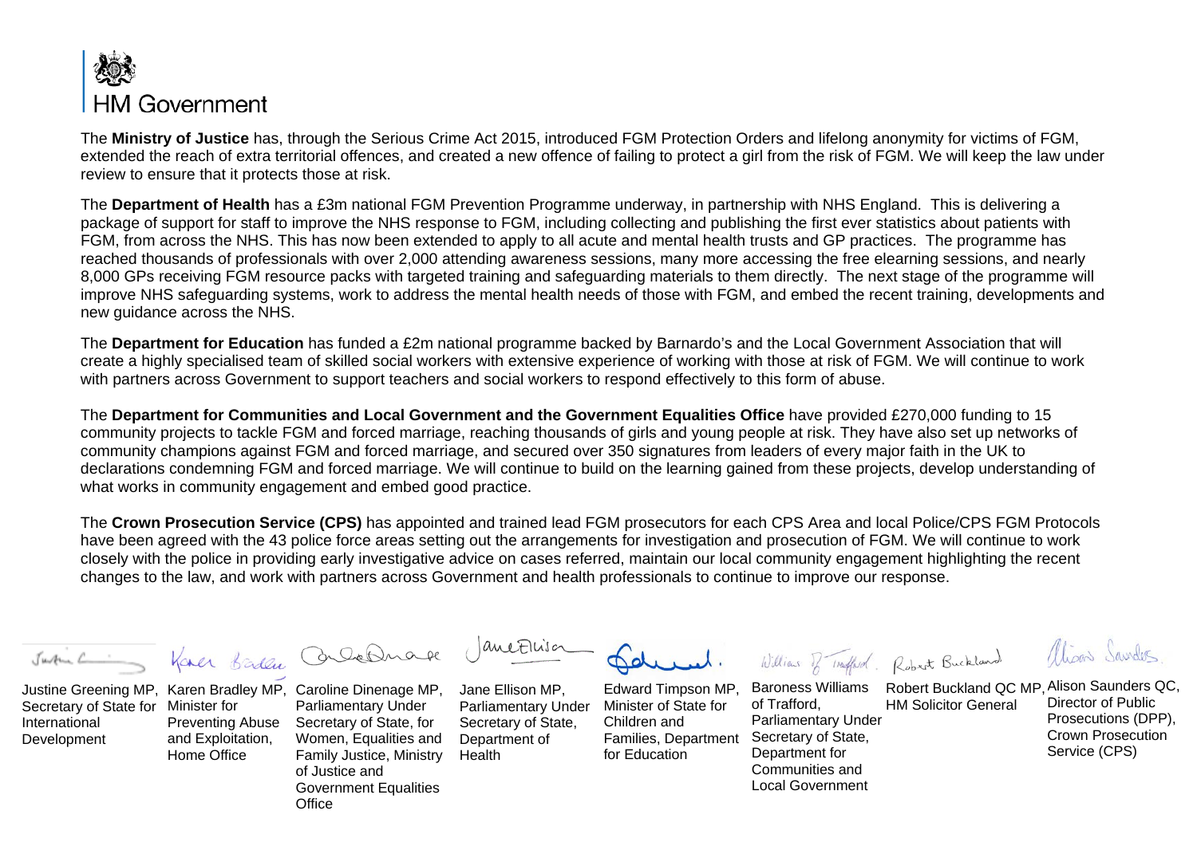HM Government

The **Ministry of Justice** has, through the Serious Crime Act 2015, introduced FGM Protection Orders and lifelong anonymity for victims of FGM, extended the reach of extra territorial offences, and created a new offence of failing to protect a girl from the risk of FGM. We will keep the law under review to ensure that it protects those at risk.

The **Department of Health** has a £3m national FGM Prevention Programme underway, in partnership with NHS England. This is delivering a package of support for staff to improve the NHS response to FGM, including collecting and publishing the first ever statistics about patients with FGM, from across the NHS. This has now been extended to apply to all acute and mental health trusts and GP practices. The programme has reached thousands of professionals with over 2,000 attending awareness sessions, many more accessing the free elearning sessions, and nearly 8,000 GPs receiving FGM resource packs with targeted training and safeguarding materials to them directly. The next stage of the programme will improve NHS safeguarding systems, work to address the mental health needs of those with FGM, and embed the recent training, developments and new guidance across the NHS.

The **Department for Education** has funded a £2m national programme backed by Barnardo's and the Local Government Association that will create a highly specialised team of skilled social workers with extensive experience of working with those at risk of FGM. We will continue to work with partners across Government to support teachers and social workers to respond effectively to this form of abuse.

The **Department for Communities and Local Government and the Government Equalities Office** have provided £270,000 funding to 15 community projects to tackle FGM and forced marriage, reaching thousands of girls and young people at risk. They have also set up networks of community champions against FGM and forced marriage, and secured over 350 signatures from leaders of every major faith in the UK to declarations condemning FGM and forced marriage. We will continue to build on the learning gained from these projects, develop understanding of what works in community engagement and embed good practice.

The **Crown Prosecution Service (CPS)** has appointed and trained lead FGM prosecutors for each CPS Area and local Police/CPS FGM Protocols have been agreed with the 43 police force areas setting out the arrangements for investigation and prosecution of FGM. We will continue to work closely with the police in providing early investigative advice on cases referred, maintain our local community engagement highlighting the recent changes to the law, and work with partners across Government and health professionals to continue to improve our response.

| | | | | | | | |
|---|---|---|---|---|---|---|---|
| Justine Greening MP, Secretary of State for International Development | Karen Bradley MP, Minister for Preventing Abuse and Exploitation, Home Office | Caroline Dinenage MP, Parliamentary Under Secretary of State, for Women, Equalities and Family Justice, Ministry of Justice and Government Equalities Office | Jane Ellison MP, Parliamentary Under Secretary of State, Department of Health | Edward Timpson MP, Minister of State for Children and Families, Department for Education | Baroness Williams of Trafford, Parliamentary Under Secretary of State, Department for Communities and Local Government | Robert Buckland QC MP, HM Solicitor General | Alison Saunders QC, Director of Public Prosecutions (DPP), Crown Prosecution Service (CPS) |